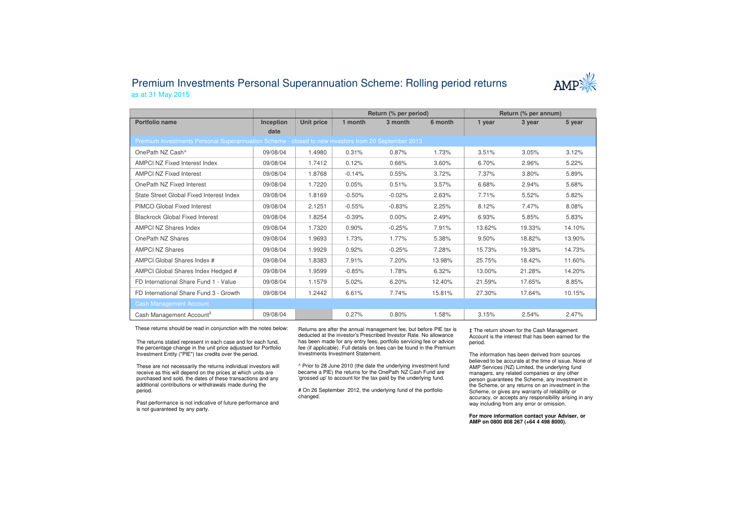# Premium Investments Personal Superannuation Scheme: Rolling period returns

as at 31 May 2015

| | | | Return (% per period) | | | Return (% per annum) | | |
|---|---|---|---|---|---|---|---|---|
| **Portfolio name** | **Inception date** | **Unit price** | **1 month** | **3 month** | **6 month** | **1 year** | **3 year** | **5 year** |
| Premium Investments Personal Superannuation Scheme - closed to new investors from 20 September 2013 | | | | | | | | |
| OnePath NZ Cash^ | 09/08/04 | 1.4980 | 0.31% | 0.87% | 1.73% | 3.51% | 3.05% | 3.12% |
| AMPCI NZ Fixed Interest Index | 09/08/04 | 1.7412 | 0.12% | 0.66% | 3.60% | 6.70% | 2.96% | 5.22% |
| AMPCI NZ Fixed Interest | 09/08/04 | 1.8768 | -0.14% | 0.55% | 3.72% | 7.37% | 3.80% | 5.89% |
| OnePath NZ Fixed Interest | 09/08/04 | 1.7220 | 0.05% | 0.51% | 3.57% | 6.68% | 2.94% | 5.68% |
| State Street Global Fixed Interest Index | 09/08/04 | 1.8169 | -0.50% | -0.02% | 2.63% | 7.71% | 5.52% | 5.82% |
| PIMCO Global Fixed Interest | 09/08/04 | 2.1251 | -0.55% | -0.83% | 2.25% | 8.12% | 7.47% | 8.08% |
| Blackrock Global Fixed Interest | 09/08/04 | 1.8254 | -0.39% | 0.00% | 2.49% | 6.93% | 5.85% | 5.83% |
| AMPCI NZ Shares Index | 09/08/04 | 1.7320 | 0.90% | -0.25% | 7.91% | 13.62% | 19.33% | 14.10% |
| OnePath NZ Shares | 09/08/04 | 1.9693 | 1.73% | 1.77% | 5.38% | 9.50% | 18.82% | 13.90% |
| AMPCI NZ Shares | 09/08/04 | 1.9929 | 0.92% | -0.25% | 7.28% | 15.73% | 19.38% | 14.73% |
| AMPCI Global Shares Index # | 09/08/04 | 1.8383 | 7.91% | 7.20% | 13.98% | 25.75% | 18.42% | 11.60% |
| AMPCI Global Shares Index Hedged # | 09/08/04 | 1.9599 | -0.85% | 1.78% | 6.32% | 13.00% | 21.28% | 14.20% |
| FD International Share Fund 1 - Value | 09/08/04 | 1.1579 | 5.02% | 6.20% | 12.40% | 21.59% | 17.65% | 8.85% |
| FD International Share Fund 3 - Growth | 09/08/04 | 1.2442 | 6.61% | 7.74% | 15.81% | 27.30% | 17.64% | 10.15% |
| Cash Management Account | | | | | | | | |
| Cash Management Account‡ | 09/08/04 | | 0.27% | 0.80% | 1.58% | 3.15% | 2.54% | 2.47% |

These returns should be read in conjunction with the notes below:

The returns stated represent in each case and for each fund, the percentage change in the unit price adjustsed for Portfolio Investment Entity ("PIE") tax credits over the period.

These are not necessarily the returns individual investors will receive as this will depend on the prices at which units are purchased and sold, the dates of these transactions and any additional contributions or withdrawals made during the period.

Past performance is not indicative of future performance and is not guaranteed by any party.

Returns are after the annual management fee, but before PIE tax is deducted at the investor's Prescribed Investor Rate. No allowance has been made for any entry fees, portfolio servicing fee or advice fee (if applicable). Full details on fees can be found in the Premium Investments Investment Statement.

^ Prior to 28 June 2010 (the date the underlying investment fund became a PIE) the returns for the OnePath NZ Cash Fund are 'grossed up' to account for the tax paid by the underlying fund.

# On 26 September 2012, the underlying fund of the portfolio changed.

‡ The return shown for the Cash Management Account is the interest that has been earned for the period.

The information has been derived from sources believed to be accurate at the time of issue. None of AMP Services (NZ) Limited, the underlying fund managers, any related companies or any other person guarantees the Scheme, any investment in the Scheme, or any returns on an investment in the Scheme, or gives any warranty of reliability or accuracy, or accepts any responsibility arising in any way including from any error or omission.

**For more information contact your Adviser, or AMP on 0800 808 267 (+64 4 498 8000).**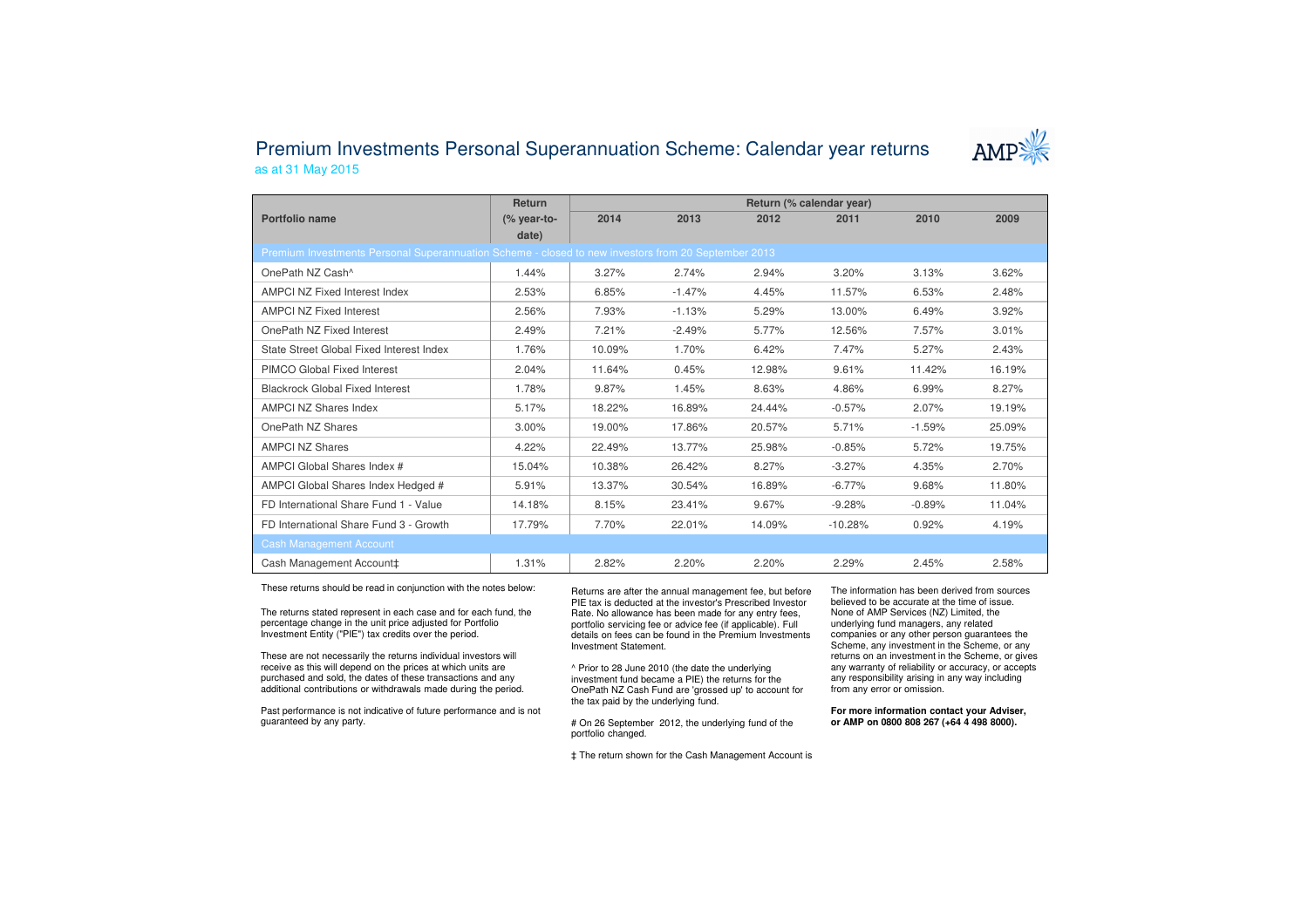# Premium Investments Personal Superannuation Scheme: Calendar year returns

as at 31 May 2015

| Portfolio name | Return (% year-to-date) | Return (% calendar year) | | | | | |
|---|---|---|---|---|---|---|---|
| | | 2014 | 2013 | 2012 | 2011 | 2010 | 2009 |
| Premium Investments Personal Superannuation Scheme - closed to new investors from 20 September 2013 | | | | | | | |
| OnePath NZ Cash^ | 1.44% | 3.27% | 2.74% | 2.94% | 3.20% | 3.13% | 3.62% |
| AMPCI NZ Fixed Interest Index | 2.53% | 6.85% | -1.47% | 4.45% | 11.57% | 6.53% | 2.48% |
| AMPCI NZ Fixed Interest | 2.56% | 7.93% | -1.13% | 5.29% | 13.00% | 6.49% | 3.92% |
| OnePath NZ Fixed Interest | 2.49% | 7.21% | -2.49% | 5.77% | 12.56% | 7.57% | 3.01% |
| State Street Global Fixed Interest Index | 1.76% | 10.09% | 1.70% | 6.42% | 7.47% | 5.27% | 2.43% |
| PIMCO Global Fixed Interest | 2.04% | 11.64% | 0.45% | 12.98% | 9.61% | 11.42% | 16.19% |
| Blackrock Global Fixed Interest | 1.78% | 9.87% | 1.45% | 8.63% | 4.86% | 6.99% | 8.27% |
| AMPCI NZ Shares Index | 5.17% | 18.22% | 16.89% | 24.44% | -0.57% | 2.07% | 19.19% |
| OnePath NZ Shares | 3.00% | 19.00% | 17.86% | 20.57% | 5.71% | -1.59% | 25.09% |
| AMPCI NZ Shares | 4.22% | 22.49% | 13.77% | 25.98% | -0.85% | 5.72% | 19.75% |
| AMPCI Global Shares Index # | 15.04% | 10.38% | 26.42% | 8.27% | -3.27% | 4.35% | 2.70% |
| AMPCI Global Shares Index Hedged # | 5.91% | 13.37% | 30.54% | 16.89% | -6.77% | 9.68% | 11.80% |
| FD International Share Fund 1 - Value | 14.18% | 8.15% | 23.41% | 9.67% | -9.28% | -0.89% | 11.04% |
| FD International Share Fund 3 - Growth | 17.79% | 7.70% | 22.01% | 14.09% | -10.28% | 0.92% | 4.19% |
| Cash Management Account | | | | | | | |
| Cash Management Account‡ | 1.31% | 2.82% | 2.20% | 2.20% | 2.29% | 2.45% | 2.58% |

These returns should be read in conjunction with the notes below:

The returns stated represent in each case and for each fund, the percentage change in the unit price adjusted for Portfolio Investment Entity ("PIE") tax credits over the period.

These are not necessarily the returns individual investors will receive as this will depend on the prices at which units are purchased and sold, the dates of these transactions and any additional contributions or withdrawals made during the period.

Past performance is not indicative of future performance and is not guaranteed by any party.

Returns are after the annual management fee, but before PIE tax is deducted at the investor's Prescribed Investor Rate. No allowance has been made for any entry fees, portfolio servicing fee or advice fee (if applicable). Full details on fees can be found in the Premium Investments Investment Statement.

^ Prior to 28 June 2010 (the date the underlying investment fund became a PIE) the returns for the OnePath NZ Cash Fund are 'grossed up' to account for the tax paid by the underlying fund.

# On 26 September 2012, the underlying fund of the portfolio changed.

‡ The return shown for the Cash Management Account is

The information has been derived from sources believed to be accurate at the time of issue. None of AMP Services (NZ) Limited, the underlying fund managers, any related companies or any other person guarantees the Scheme, any investment in the Scheme, or any returns on an investment in the Scheme, or gives any warranty of reliability or accuracy, or accepts any responsibility arising in any way including from any error or omission.

**For more information contact your Adviser, or AMP on 0800 808 267 (+64 4 498 8000).**